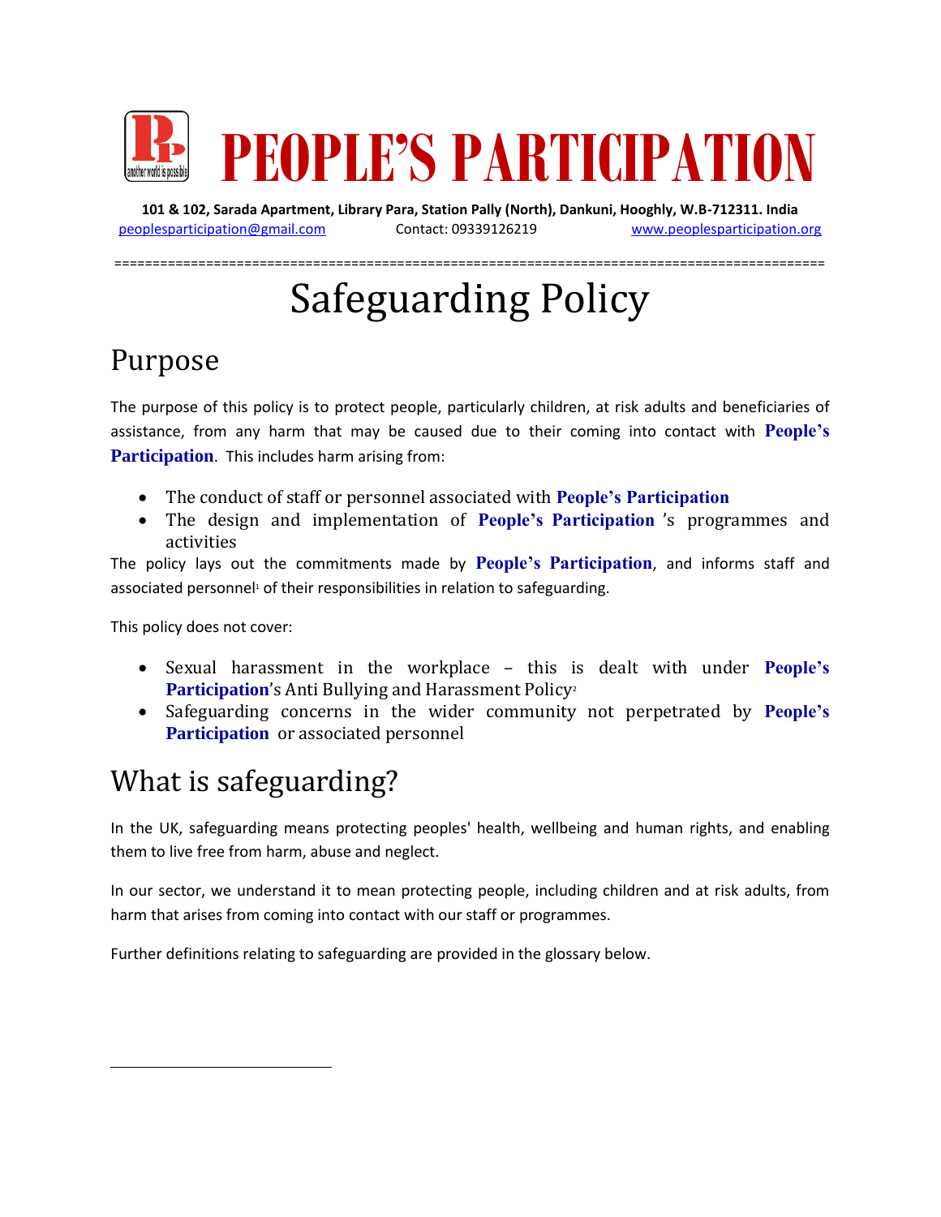# PEOPLE'S PARTICIPATION

**101 & 102, Sarada Apartment, Library Para, Station Pally (North), Dankuni, Hooghly, W.B-712311. India**

peoplesparticipation@gmail.com Contact: 09339126219 www.peoplesparticipation.org

# Safeguarding Policy

## Purpose

The purpose of this policy is to protect people, particularly children, at risk adults and beneficiaries of assistance, from any harm that may be caused due to their coming into contact with **People's Participation**. This includes harm arising from:

- The conduct of staff or personnel associated with **People's Participation**
- The design and implementation of **People's Participation** 's programmes and activities

The policy lays out the commitments made by **People's Participation**, and informs staff and associated personnel[1] of their responsibilities in relation to safeguarding.

This policy does not cover:

- Sexual harassment in the workplace – this is dealt with under **People's Participation**'s Anti Bullying and Harassment Policy[2]
- Safeguarding concerns in the wider community not perpetrated by **People's Participation** or associated personnel

## What is safeguarding?

In the UK, safeguarding means protecting peoples' health, wellbeing and human rights, and enabling them to live free from harm, abuse and neglect.

In our sector, we understand it to mean protecting people, including children and at risk adults, from harm that arises from coming into contact with our staff or programmes.

Further definitions relating to safeguarding are provided in the glossary below.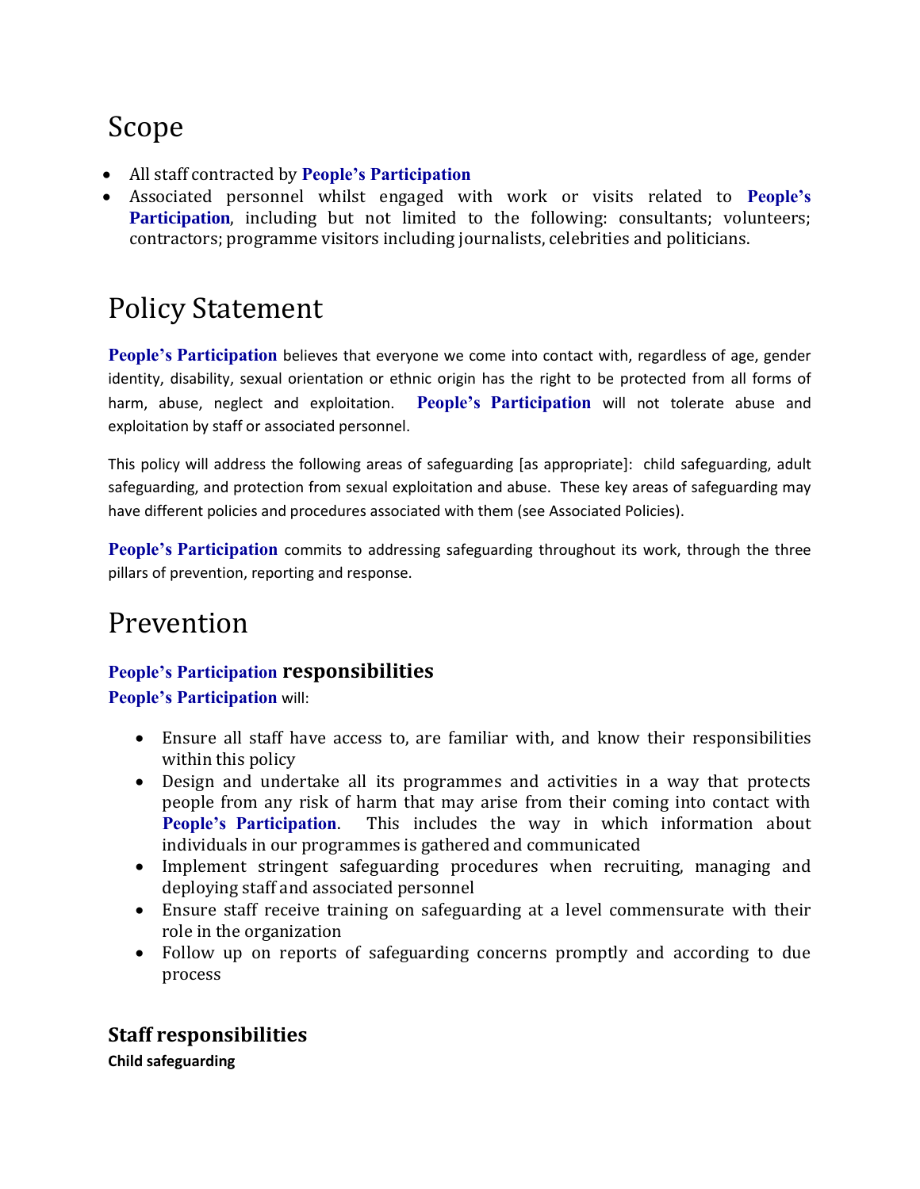# Scope

- All staff contracted by **People's Participation**
- Associated personnel whilst engaged with work or visits related to **People's Participation**, including but not limited to the following: consultants; volunteers; contractors; programme visitors including journalists, celebrities and politicians.

# Policy Statement

**People's Participation** believes that everyone we come into contact with, regardless of age, gender identity, disability, sexual orientation or ethnic origin has the right to be protected from all forms of harm, abuse, neglect and exploitation. **People's Participation** will not tolerate abuse and exploitation by staff or associated personnel.

This policy will address the following areas of safeguarding [as appropriate]: child safeguarding, adult safeguarding, and protection from sexual exploitation and abuse. These key areas of safeguarding may have different policies and procedures associated with them (see Associated Policies).

**People's Participation** commits to addressing safeguarding throughout its work, through the three pillars of prevention, reporting and response.

# Prevention

## People's Participation responsibilities

**People's Participation** will:

- Ensure all staff have access to, are familiar with, and know their responsibilities within this policy
- Design and undertake all its programmes and activities in a way that protects people from any risk of harm that may arise from their coming into contact with **People's Participation**. This includes the way in which information about individuals in our programmes is gathered and communicated
- Implement stringent safeguarding procedures when recruiting, managing and deploying staff and associated personnel
- Ensure staff receive training on safeguarding at a level commensurate with their role in the organization
- Follow up on reports of safeguarding concerns promptly and according to due process

## Staff responsibilities

**Child safeguarding**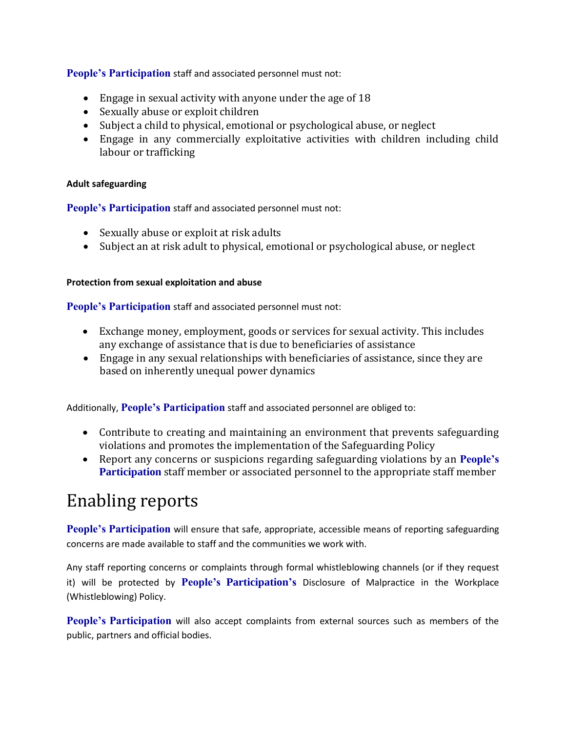**People's Participation** staff and associated personnel must not:

- Engage in sexual activity with anyone under the age of 18
- Sexually abuse or exploit children
- Subject a child to physical, emotional or psychological abuse, or neglect
- Engage in any commercially exploitative activities with children including child labour or trafficking

#### Adult safeguarding

**People's Participation** staff and associated personnel must not:

- Sexually abuse or exploit at risk adults
- Subject an at risk adult to physical, emotional or psychological abuse, or neglect

#### Protection from sexual exploitation and abuse

**People's Participation** staff and associated personnel must not:

- Exchange money, employment, goods or services for sexual activity. This includes any exchange of assistance that is due to beneficiaries of assistance
- Engage in any sexual relationships with beneficiaries of assistance, since they are based on inherently unequal power dynamics

Additionally, **People's Participation** staff and associated personnel are obliged to:

- Contribute to creating and maintaining an environment that prevents safeguarding violations and promotes the implementation of the Safeguarding Policy
- Report any concerns or suspicions regarding safeguarding violations by an **People's Participation** staff member or associated personnel to the appropriate staff member

# Enabling reports

**People's Participation** will ensure that safe, appropriate, accessible means of reporting safeguarding concerns are made available to staff and the communities we work with.

Any staff reporting concerns or complaints through formal whistleblowing channels (or if they request it) will be protected by **People's Participation's** Disclosure of Malpractice in the Workplace (Whistleblowing) Policy.

**People's Participation** will also accept complaints from external sources such as members of the public, partners and official bodies.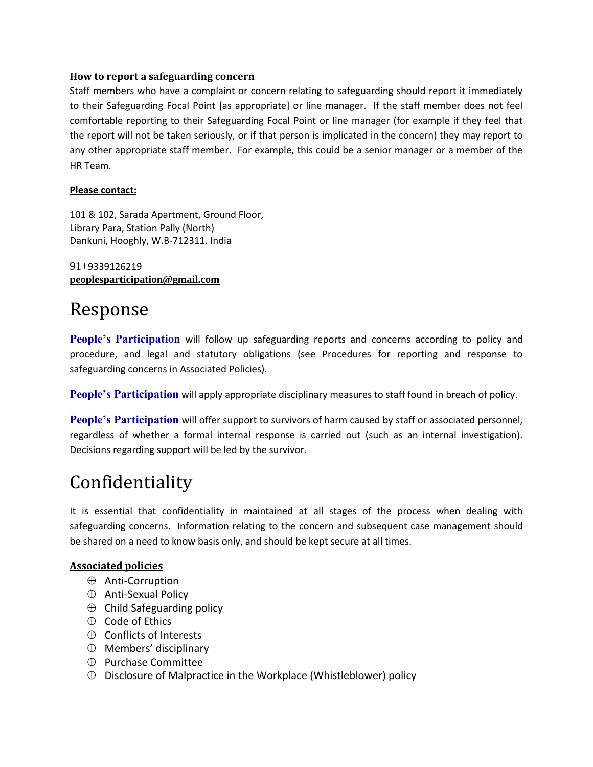### How to report a safeguarding concern

Staff members who have a complaint or concern relating to safeguarding should report it immediately to their Safeguarding Focal Point [as appropriate] or line manager. If the staff member does not feel comfortable reporting to their Safeguarding Focal Point or line manager (for example if they feel that the report will not be taken seriously, or if that person is implicated in the concern) they may report to any other appropriate staff member. For example, this could be a senior manager or a member of the HR Team.

**Please contact:**

101 & 102, Sarada Apartment, Ground Floor,
Library Para, Station Pally (North)
Dankuni, Hooghly, W.B-712311. India

91+9339126219
**peoplesparticipation@gmail.com**

# Response

**People's Participation** will follow up safeguarding reports and concerns according to policy and procedure, and legal and statutory obligations (see Procedures for reporting and response to safeguarding concerns in Associated Policies).

**People's Participation** will apply appropriate disciplinary measures to staff found in breach of policy.

**People's Participation** will offer support to survivors of harm caused by staff or associated personnel, regardless of whether a formal internal response is carried out (such as an internal investigation). Decisions regarding support will be led by the survivor.

# Confidentiality

It is essential that confidentiality in maintained at all stages of the process when dealing with safeguarding concerns. Information relating to the concern and subsequent case management should be shared on a need to know basis only, and should be kept secure at all times.

**Associated policies**

- Anti-Corruption
- Anti-Sexual Policy
- Child Safeguarding policy
- Code of Ethics
- Conflicts of Interests
- Members' disciplinary
- Purchase Committee
- Disclosure of Malpractice in the Workplace (Whistleblower) policy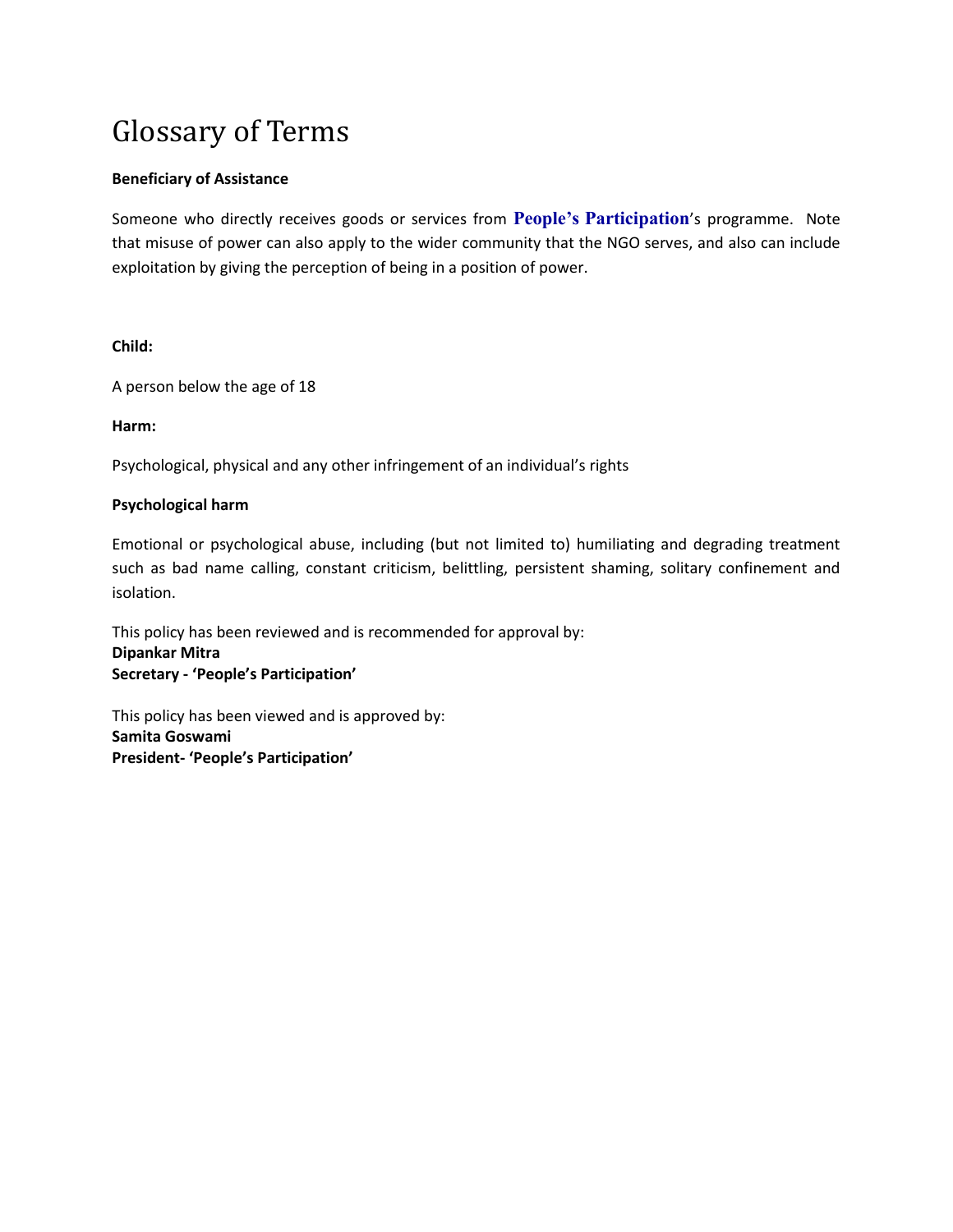# Glossary of Terms

**Beneficiary of Assistance**

Someone who directly receives goods or services from **People's Participation**'s programme. Note that misuse of power can also apply to the wider community that the NGO serves, and also can include exploitation by giving the perception of being in a position of power.

**Child:**

A person below the age of 18

**Harm:**

Psychological, physical and any other infringement of an individual's rights

**Psychological harm**

Emotional or psychological abuse, including (but not limited to) humiliating and degrading treatment such as bad name calling, constant criticism, belittling, persistent shaming, solitary confinement and isolation.

This policy has been reviewed and is recommended for approval by:
**Dipankar Mitra**
**Secretary - 'People's Participation'**

This policy has been viewed and is approved by:
**Samita Goswami**
**President- 'People's Participation'**